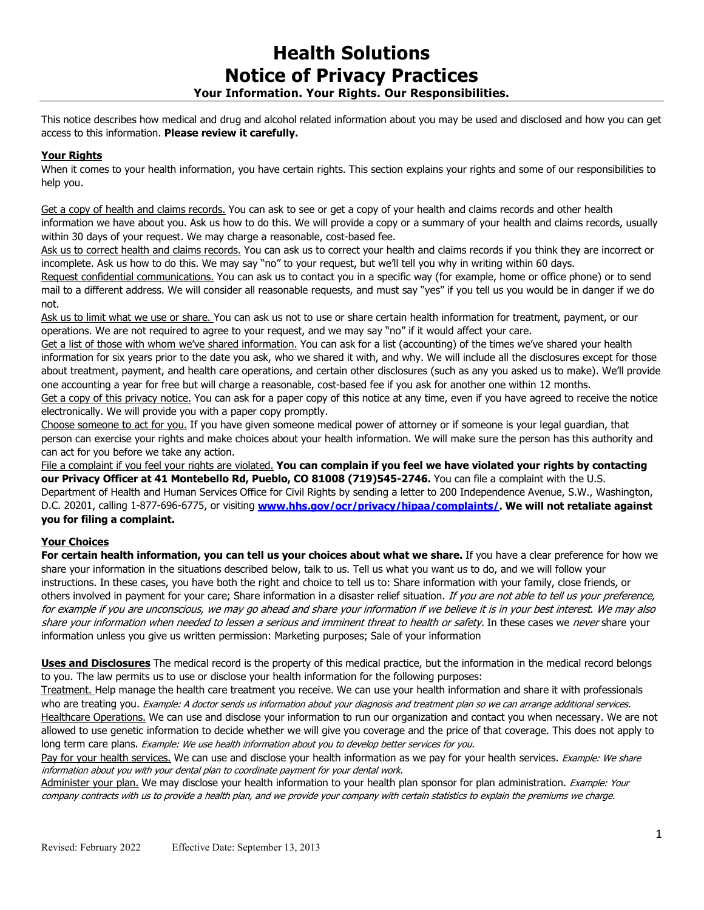# Health Solutions
# Notice of Privacy Practices

**Your Information. Your Rights. Our Responsibilities.**

This notice describes how medical and drug and alcohol related information about you may be used and disclosed and how you can get access to this information. **Please review it carefully.**

## Your Rights

When it comes to your health information, you have certain rights. This section explains your rights and some of our responsibilities to help you.

Get a copy of health and claims records. You can ask to see or get a copy of your health and claims records and other health information we have about you. Ask us how to do this. We will provide a copy or a summary of your health and claims records, usually within 30 days of your request. We may charge a reasonable, cost-based fee.

Ask us to correct health and claims records. You can ask us to correct your health and claims records if you think they are incorrect or incomplete. Ask us how to do this. We may say "no" to your request, but we'll tell you why in writing within 60 days.

Request confidential communications. You can ask us to contact you in a specific way (for example, home or office phone) or to send mail to a different address. We will consider all reasonable requests, and must say "yes" if you tell us you would be in danger if we do not.

Ask us to limit what we use or share. You can ask us not to use or share certain health information for treatment, payment, or our operations. We are not required to agree to your request, and we may say "no" if it would affect your care.

Get a list of those with whom we've shared information. You can ask for a list (accounting) of the times we've shared your health information for six years prior to the date you ask, who we shared it with, and why. We will include all the disclosures except for those about treatment, payment, and health care operations, and certain other disclosures (such as any you asked us to make). We'll provide one accounting a year for free but will charge a reasonable, cost-based fee if you ask for another one within 12 months.

Get a copy of this privacy notice. You can ask for a paper copy of this notice at any time, even if you have agreed to receive the notice electronically. We will provide you with a paper copy promptly.

Choose someone to act for you. If you have given someone medical power of attorney or if someone is your legal guardian, that person can exercise your rights and make choices about your health information. We will make sure the person has this authority and can act for you before we take any action.

File a complaint if you feel your rights are violated. **You can complain if you feel we have violated your rights by contacting our Privacy Officer at 41 Montebello Rd, Pueblo, CO 81008 (719)545-2746.** You can file a complaint with the U.S. Department of Health and Human Services Office for Civil Rights by sending a letter to 200 Independence Avenue, S.W., Washington, D.C. 20201, calling 1-877-696-6775, or visiting **www.hhs.gov/ocr/privacy/hipaa/complaints/. We will not retaliate against you for filing a complaint.**

## Your Choices

**For certain health information, you can tell us your choices about what we share.** If you have a clear preference for how we share your information in the situations described below, talk to us. Tell us what you want us to do, and we will follow your instructions. In these cases, you have both the right and choice to tell us to: Share information with your family, close friends, or others involved in payment for your care; Share information in a disaster relief situation. *If you are not able to tell us your preference, for example if you are unconscious, we may go ahead and share your information if we believe it is in your best interest. We may also share your information when needed to lessen a serious and imminent threat to health or safety.* In these cases we *never* share your information unless you give us written permission: Marketing purposes; Sale of your information

## Uses and Disclosures

The medical record is the property of this medical practice, but the information in the medical record belongs to you. The law permits us to use or disclose your health information for the following purposes:

Treatment. Help manage the health care treatment you receive. We can use your health information and share it with professionals who are treating you. *Example: A doctor sends us information about your diagnosis and treatment plan so we can arrange additional services.*

Healthcare Operations. We can use and disclose your information to run our organization and contact you when necessary. We are not allowed to use genetic information to decide whether we will give you coverage and the price of that coverage. This does not apply to long term care plans. *Example: We use health information about you to develop better services for you.*

Pay for your health services. We can use and disclose your health information as we pay for your health services. *Example: We share information about you with your dental plan to coordinate payment for your dental work.*

Administer your plan. We may disclose your health information to your health plan sponsor for plan administration. *Example: Your company contracts with us to provide a health plan, and we provide your company with certain statistics to explain the premiums we charge.*

Revised: February 2022 Effective Date: September 13, 2013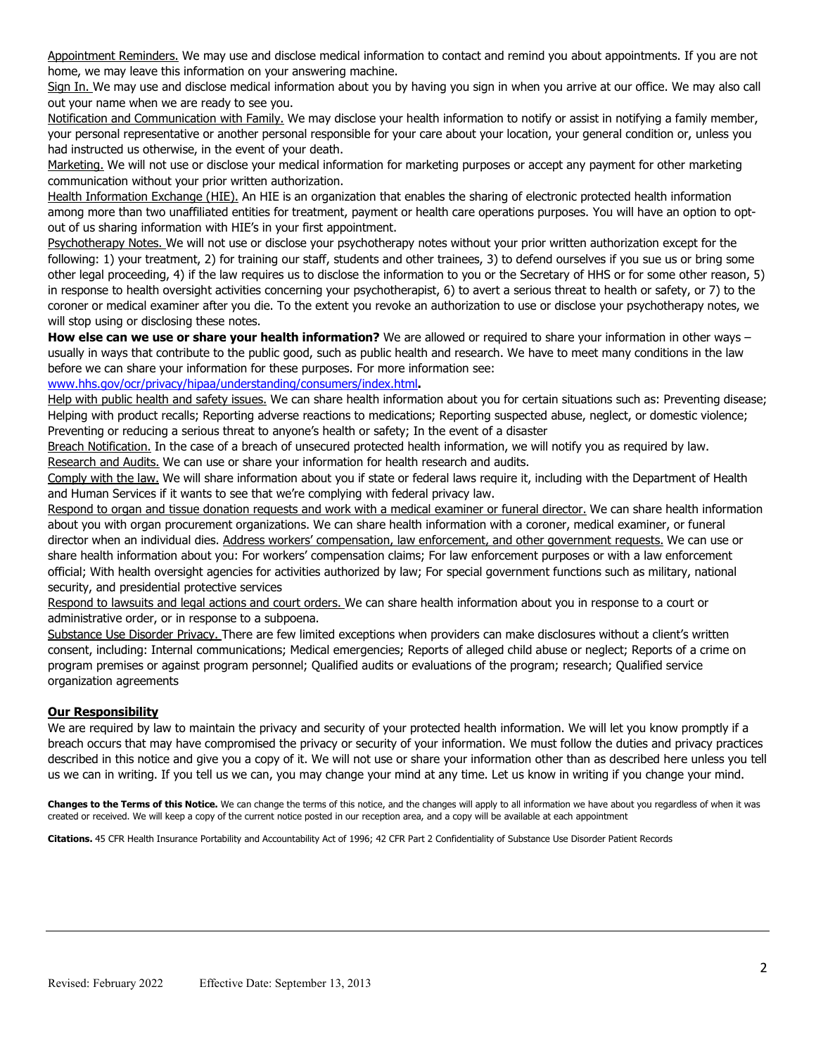Appointment Reminders. We may use and disclose medical information to contact and remind you about appointments. If you are not home, we may leave this information on your answering machine.

Sign In. We may use and disclose medical information about you by having you sign in when you arrive at our office. We may also call out your name when we are ready to see you.

Notification and Communication with Family. We may disclose your health information to notify or assist in notifying a family member, your personal representative or another personal responsible for your care about your location, your general condition or, unless you had instructed us otherwise, in the event of your death.

Marketing. We will not use or disclose your medical information for marketing purposes or accept any payment for other marketing communication without your prior written authorization.

Health Information Exchange (HIE). An HIE is an organization that enables the sharing of electronic protected health information among more than two unaffiliated entities for treatment, payment or health care operations purposes. You will have an option to opt-out of us sharing information with HIE's in your first appointment.

Psychotherapy Notes. We will not use or disclose your psychotherapy notes without your prior written authorization except for the following: 1) your treatment, 2) for training our staff, students and other trainees, 3) to defend ourselves if you sue us or bring some other legal proceeding, 4) if the law requires us to disclose the information to you or the Secretary of HHS or for some other reason, 5) in response to health oversight activities concerning your psychotherapist, 6) to avert a serious threat to health or safety, or 7) to the coroner or medical examiner after you die. To the extent you revoke an authorization to use or disclose your psychotherapy notes, we will stop using or disclosing these notes.

**How else can we use or share your health information?** We are allowed or required to share your information in other ways – usually in ways that contribute to the public good, such as public health and research. We have to meet many conditions in the law before we can share your information for these purposes. For more information see: www.hhs.gov/ocr/privacy/hipaa/understanding/consumers/index.html**.**

Help with public health and safety issues. We can share health information about you for certain situations such as: Preventing disease; Helping with product recalls; Reporting adverse reactions to medications; Reporting suspected abuse, neglect, or domestic violence; Preventing or reducing a serious threat to anyone's health or safety; In the event of a disaster

Breach Notification. In the case of a breach of unsecured protected health information, we will notify you as required by law.

Research and Audits. We can use or share your information for health research and audits.

Comply with the law. We will share information about you if state or federal laws require it, including with the Department of Health and Human Services if it wants to see that we're complying with federal privacy law.

Respond to organ and tissue donation requests and work with a medical examiner or funeral director. We can share health information about you with organ procurement organizations. We can share health information with a coroner, medical examiner, or funeral director when an individual dies. Address workers' compensation, law enforcement, and other government requests. We can use or share health information about you: For workers' compensation claims; For law enforcement purposes or with a law enforcement official; With health oversight agencies for activities authorized by law; For special government functions such as military, national security, and presidential protective services

Respond to lawsuits and legal actions and court orders. We can share health information about you in response to a court or administrative order, or in response to a subpoena.

Substance Use Disorder Privacy. There are few limited exceptions when providers can make disclosures without a client's written consent, including: Internal communications; Medical emergencies; Reports of alleged child abuse or neglect; Reports of a crime on program premises or against program personnel; Qualified audits or evaluations of the program; research; Qualified service organization agreements

## Our Responsibility

We are required by law to maintain the privacy and security of your protected health information. We will let you know promptly if a breach occurs that may have compromised the privacy or security of your information. We must follow the duties and privacy practices described in this notice and give you a copy of it. We will not use or share your information other than as described here unless you tell us we can in writing. If you tell us we can, you may change your mind at any time. Let us know in writing if you change your mind.

**Changes to the Terms of this Notice.** We can change the terms of this notice, and the changes will apply to all information we have about you regardless of when it was created or received. We will keep a copy of the current notice posted in our reception area, and a copy will be available at each appointment

**Citations.** 45 CFR Health Insurance Portability and Accountability Act of 1996; 42 CFR Part 2 Confidentiality of Substance Use Disorder Patient Records

Revised: February 2022 Effective Date: September 13, 2013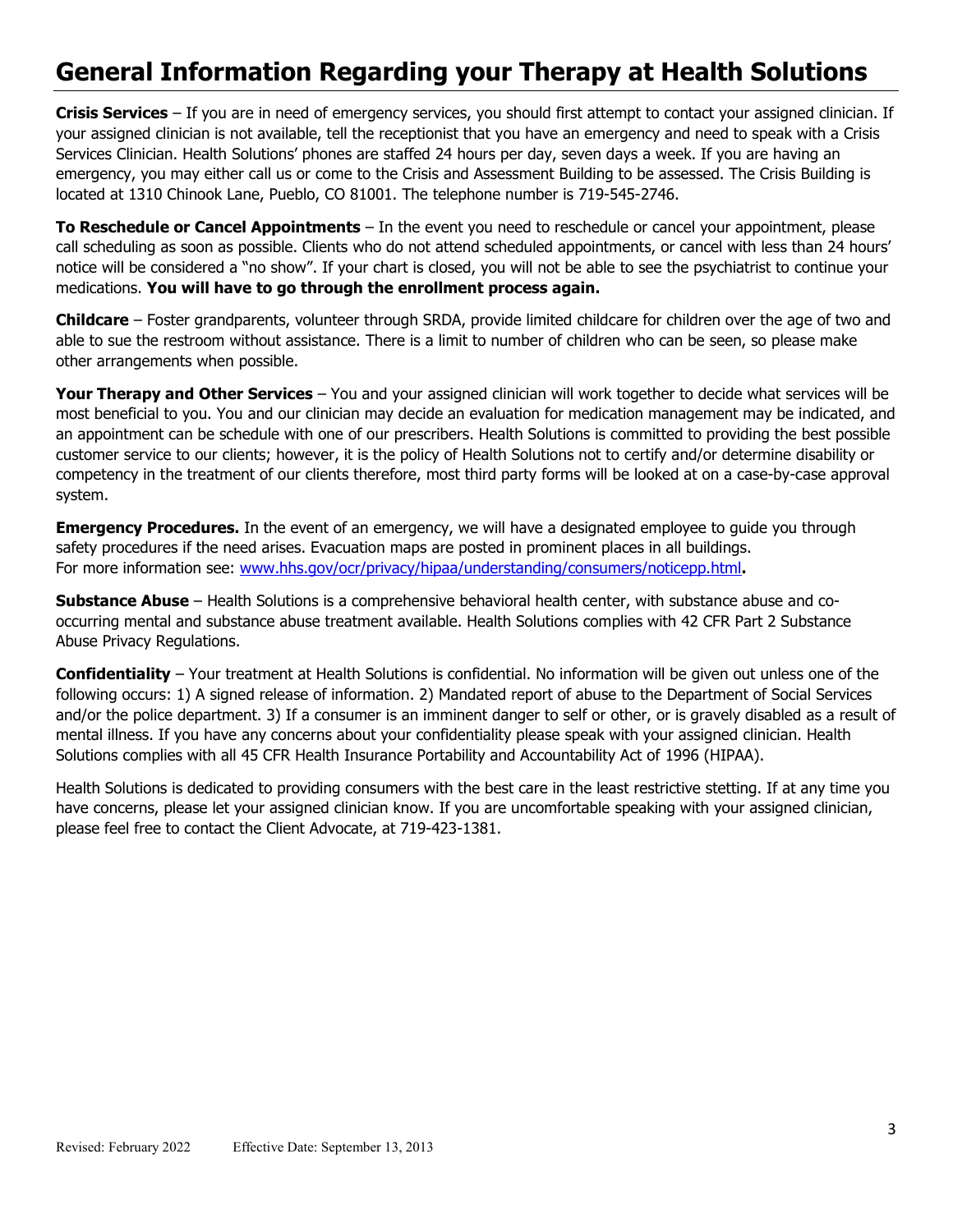# General Information Regarding your Therapy at Health Solutions

**Crisis Services** – If you are in need of emergency services, you should first attempt to contact your assigned clinician. If your assigned clinician is not available, tell the receptionist that you have an emergency and need to speak with a Crisis Services Clinician. Health Solutions' phones are staffed 24 hours per day, seven days a week. If you are having an emergency, you may either call us or come to the Crisis and Assessment Building to be assessed. The Crisis Building is located at 1310 Chinook Lane, Pueblo, CO 81001. The telephone number is 719-545-2746.

**To Reschedule or Cancel Appointments** – In the event you need to reschedule or cancel your appointment, please call scheduling as soon as possible. Clients who do not attend scheduled appointments, or cancel with less than 24 hours' notice will be considered a "no show". If your chart is closed, you will not be able to see the psychiatrist to continue your medications. **You will have to go through the enrollment process again.**

**Childcare** – Foster grandparents, volunteer through SRDA, provide limited childcare for children over the age of two and able to sue the restroom without assistance. There is a limit to number of children who can be seen, so please make other arrangements when possible.

**Your Therapy and Other Services** – You and your assigned clinician will work together to decide what services will be most beneficial to you. You and our clinician may decide an evaluation for medication management may be indicated, and an appointment can be schedule with one of our prescribers. Health Solutions is committed to providing the best possible customer service to our clients; however, it is the policy of Health Solutions not to certify and/or determine disability or competency in the treatment of our clients therefore, most third party forms will be looked at on a case-by-case approval system.

**Emergency Procedures.** In the event of an emergency, we will have a designated employee to guide you through safety procedures if the need arises. Evacuation maps are posted in prominent places in all buildings.
For more information see: [www.hhs.gov/ocr/privacy/hipaa/understanding/consumers/noticepp.html](http://www.hhs.gov/ocr/privacy/hipaa/understanding/consumers/noticepp.html)**.**

**Substance Abuse** – Health Solutions is a comprehensive behavioral health center, with substance abuse and co-occurring mental and substance abuse treatment available. Health Solutions complies with 42 CFR Part 2 Substance Abuse Privacy Regulations.

**Confidentiality** – Your treatment at Health Solutions is confidential. No information will be given out unless one of the following occurs: 1) A signed release of information. 2) Mandated report of abuse to the Department of Social Services and/or the police department. 3) If a consumer is an imminent danger to self or other, or is gravely disabled as a result of mental illness. If you have any concerns about your confidentiality please speak with your assigned clinician. Health Solutions complies with all 45 CFR Health Insurance Portability and Accountability Act of 1996 (HIPAA).

Health Solutions is dedicated to providing consumers with the best care in the least restrictive stetting. If at any time you have concerns, please let your assigned clinician know. If you are uncomfortable speaking with your assigned clinician, please feel free to contact the Client Advocate, at 719-423-1381.

Revised: February 2022 Effective Date: September 13, 2013